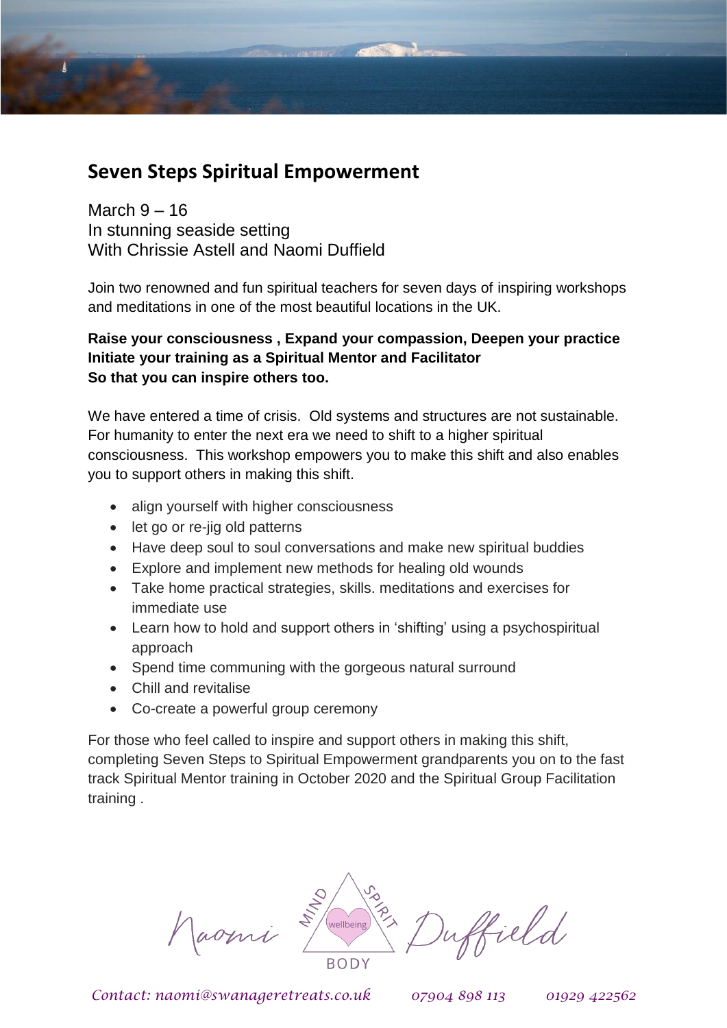## Seven Steps Spiritual Empowerment

March 9 – 16
In stunning seaside setting
With Chrissie Astell and Naomi Duffield

Join two renowned and fun spiritual teachers for seven days of inspiring workshops and meditations in one of the most beautiful locations in the UK.

**Raise your consciousness , Expand your compassion, Deepen your practice**
**Initiate your training as a Spiritual Mentor and Facilitator**
**So that you can inspire others too.**

We have entered a time of crisis. Old systems and structures are not sustainable. For humanity to enter the next era we need to shift to a higher spiritual consciousness. This workshop empowers you to make this shift and also enables you to support others in making this shift.

- align yourself with higher consciousness
- let go or re-jig old patterns
- Have deep soul to soul conversations and make new spiritual buddies
- Explore and implement new methods for healing old wounds
- Take home practical strategies, skills. meditations and exercises for immediate use
- Learn how to hold and support others in 'shifting' using a psychospiritual approach
- Spend time communing with the gorgeous natural surround
- Chill and revitalise
- Co-create a powerful group ceremony

For those who feel called to inspire and support others in making this shift, completing Seven Steps to Spiritual Empowerment grandparents you on to the fast track Spiritual Mentor training in October 2020 and the Spiritual Group Facilitation training .

Naomi MIND SPIRIT wellbeing BODY Duffield

*Contact: naomi@swanageretreats.co.uk* 07904 898 113 01929 422562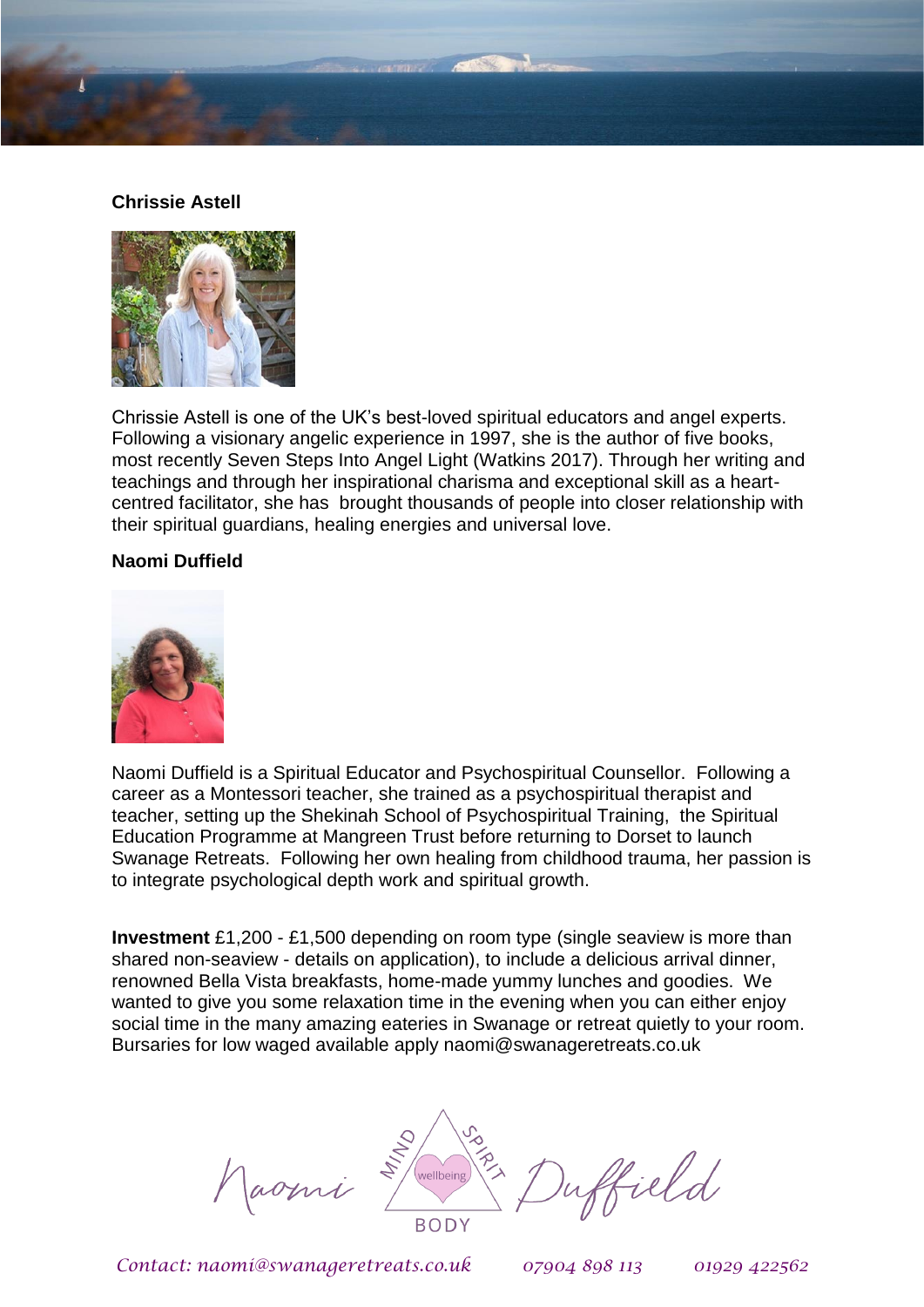**Chrissie Astell**

Chrissie Astell is one of the UK's best-loved spiritual educators and angel experts. Following a visionary angelic experience in 1997, she is the author of five books, most recently Seven Steps Into Angel Light (Watkins 2017). Through her writing and teachings and through her inspirational charisma and exceptional skill as a heart-centred facilitator, she has brought thousands of people into closer relationship with their spiritual guardians, healing energies and universal love.

**Naomi Duffield**

Naomi Duffield is a Spiritual Educator and Psychospiritual Counsellor. Following a career as a Montessori teacher, she trained as a psychospiritual therapist and teacher, setting up the Shekinah School of Psychospiritual Training, the Spiritual Education Programme at Mangreen Trust before returning to Dorset to launch Swanage Retreats. Following her own healing from childhood trauma, her passion is to integrate psychological depth work and spiritual growth.

**Investment** £1,200 - £1,500 depending on room type (single seaview is more than shared non-seaview - details on application), to include a delicious arrival dinner, renowned Bella Vista breakfasts, home-made yummy lunches and goodies. We wanted to give you some relaxation time in the evening when you can either enjoy social time in the many amazing eateries in Swanage or retreat quietly to your room. Bursaries for low waged available apply naomi@swanageretreats.co.uk

Naomi MIND SPIRIT wellbeing BODY Duffield

*Contact: naomi@swanageretreats.co.uk 07904 898 113 01929 422562*